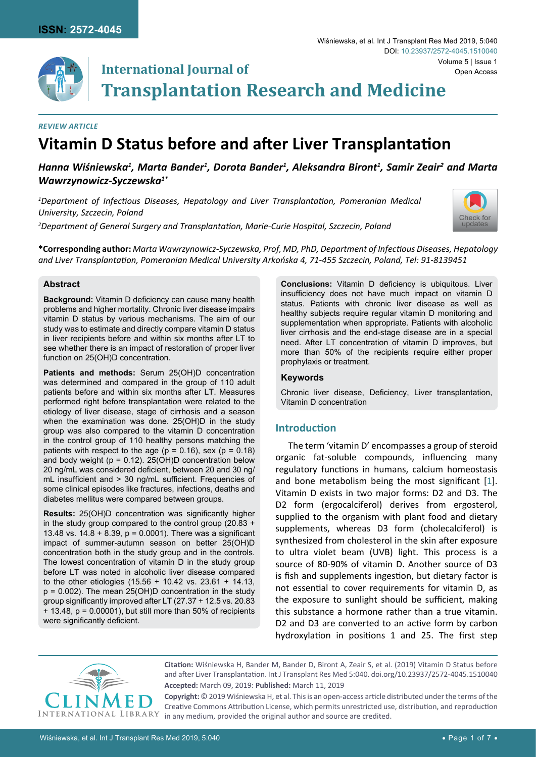*REVIEW ARTICLE*

# Vitamin D Status before and after Liver Transplantation

***Hanna Wiśniewska[1], Marta Bander[1], Dorota Bander[1], Aleksandra Biront[1], Samir Zeair[2] and Marta Wawrzynowicz-Syczewska[1*]***

*[1]Department of Infectious Diseases, Hepatology and Liver Transplantation, Pomeranian Medical University, Szczecin, Poland*

*[2]Department of General Surgery and Transplantation, Marie-Curie Hospital, Szczecin, Poland*

**\*Corresponding author:** *Marta Wawrzynowicz-Syczewska, Prof, MD, PhD, Department of Infectious Diseases, Hepatology and Liver Transplantation, Pomeranian Medical University Arkońska 4, 71-455 Szczecin, Poland, Tel: 91-8139451*

## Abstract

**Background:** Vitamin D deficiency can cause many health problems and higher mortality. Chronic liver disease impairs vitamin D status by various mechanisms. The aim of our study was to estimate and directly compare vitamin D status in liver recipients before and within six months after LT to see whether there is an impact of restoration of proper liver function on 25(OH)D concentration.

**Patients and methods:** Serum 25(OH)D concentration was determined and compared in the group of 110 adult patients before and within six months after LT. Measures performed right before transplantation were related to the etiology of liver disease, stage of cirrhosis and a season when the examination was done. 25(OH)D in the study group was also compared to the vitamin D concentration in the control group of 110 healthy persons matching the patients with respect to the age ($p = 0.16$), sex ($p = 0.18$) and body weight ($p = 0.12$). 25(OH)D concentration below 20 ng/mL was considered deficient, between 20 and 30 ng/mL insufficient and > 30 ng/mL sufficient. Frequencies of some clinical episodes like fractures, infections, deaths and diabetes mellitus were compared between groups.

**Results:** 25(OH)D concentration was significantly higher in the study group compared to the control group (20.83 + 13.48 vs. 14.8 + 8.39, $p = 0.0001$). There was a significant impact of summer-autumn season on better 25(OH)D concentration both in the study group and in the controls. The lowest concentration of vitamin D in the study group before LT was noted in alcoholic liver disease compared to the other etiologies (15.56 + 10.42 vs. 23.61 + 14.13, $p = 0.002$). The mean 25(OH)D concentration in the study group significantly improved after LT (27.37 + 12.5 vs. 20.83 + 13.48, $p = 0.00001$), but still more than 50% of recipients were significantly deficient.

**Conclusions:** Vitamin D deficiency is ubiquitous. Liver insufficiency does not have much impact on vitamin D status. Patients with chronic liver disease as well as healthy subjects require regular vitamin D monitoring and supplementation when appropriate. Patients with alcoholic liver cirrhosis and the end-stage disease are in a special need. After LT concentration of vitamin D improves, but more than 50% of the recipients require either proper prophylaxis or treatment.

### Keywords

Chronic liver disease, Deficiency, Liver transplantation, Vitamin D concentration

## Introduction

The term 'vitamin D' encompasses a group of steroid organic fat-soluble compounds, influencing many regulatory functions in humans, calcium homeostasis and bone metabolism being the most significant [1]. Vitamin D exists in two major forms: D2 and D3. The D2 form (ergocalciferol) derives from ergosterol, supplied to the organism with plant food and dietary supplements, whereas D3 form (cholecalciferol) is synthesized from cholesterol in the skin after exposure to ultra violet beam (UVB) light. This process is a source of 80-90% of vitamin D. Another source of D3 is fish and supplements ingestion, but dietary factor is not essential to cover requirements for vitamin D, as the exposure to sunlight should be sufficient, making this substance a hormone rather than a true vitamin. D2 and D3 are converted to an active form by carbon hydroxylation in positions 1 and 25. The first step

**Citation:** Wiśniewska H, Bander M, Bander D, Biront A, Zeair S, et al. (2019) Vitamin D Status before and after Liver Transplantation. Int J Transplant Res Med 5:040. doi.org/10.23937/2572-4045.1510040

**Accepted:** March 09, 2019: **Published:** March 11, 2019

**Copyright:** © 2019 Wiśniewska H, et al. This is an open-access article distributed under the terms of the Creative Commons Attribution License, which permits unrestricted use, distribution, and reproduction in any medium, provided the original author and source are credited.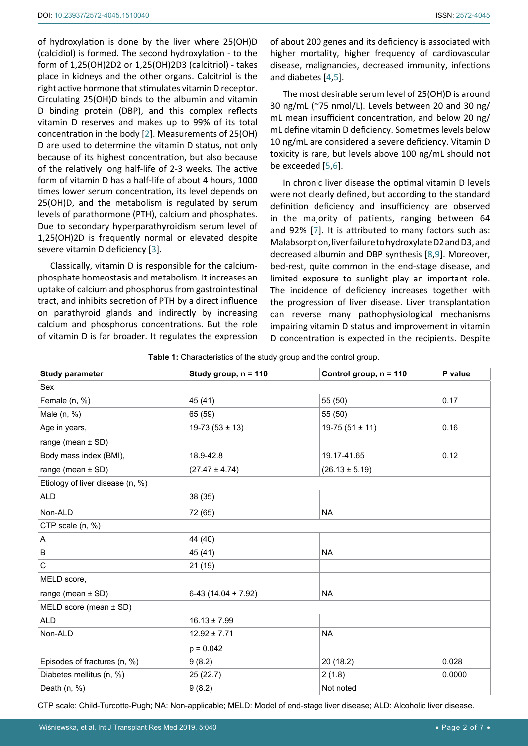of hydroxylation is done by the liver where 25(OH)D (calcidiol) is formed. The second hydroxylation - to the form of 1,25(OH)2D2 or 1,25(OH)2D3 (calcitriol) - takes place in kidneys and the other organs. Calcitriol is the right active hormone that stimulates vitamin D receptor. Circulating 25(OH)D binds to the albumin and vitamin D binding protein (DBP), and this complex reflects vitamin D reserves and makes up to 99% of its total concentration in the body [2]. Measurements of 25(OH) D are used to determine the vitamin D status, not only because of its highest concentration, but also because of the relatively long half-life of 2-3 weeks. The active form of vitamin D has a half-life of about 4 hours, 1000 times lower serum concentration, its level depends on 25(OH)D, and the metabolism is regulated by serum levels of parathormone (PTH), calcium and phosphates. Due to secondary hyperparathyroidism serum level of 1,25(OH)2D is frequently normal or elevated despite severe vitamin D deficiency [3].

Classically, vitamin D is responsible for the calcium-phosphate homeostasis and metabolism. It increases an uptake of calcium and phosphorus from gastrointestinal tract, and inhibits secretion of PTH by a direct influence on parathyroid glands and indirectly by increasing calcium and phosphorus concentrations. But the role of vitamin D is far broader. It regulates the expression of about 200 genes and its deficiency is associated with higher mortality, higher frequency of cardiovascular disease, malignancies, decreased immunity, infections and diabetes [4,5].

The most desirable serum level of 25(OH)D is around 30 ng/mL (~75 nmol/L). Levels between 20 and 30 ng/mL mean insufficient concentration, and below 20 ng/mL define vitamin D deficiency. Sometimes levels below 10 ng/mL are considered a severe deficiency. Vitamin D toxicity is rare, but levels above 100 ng/mL should not be exceeded [5,6].

In chronic liver disease the optimal vitamin D levels were not clearly defined, but according to the standard definition deficiency and insufficiency are observed in the majority of patients, ranging between 64 and 92% [7]. It is attributed to many factors such as: Malabsorption, liver failure to hydroxylate D2 and D3, and decreased albumin and DBP synthesis [8,9]. Moreover, bed-rest, quite common in the end-stage disease, and limited exposure to sunlight play an important role. The incidence of deficiency increases together with the progression of liver disease. Liver transplantation can reverse many pathophysiological mechanisms impairing vitamin D status and improvement in vitamin D concentration is expected in the recipients. Despite

**Table 1:** Characteristics of the study group and the control group.

| Study parameter | Study group, n = 110 | Control group, n = 110 | P value |
|---|---|---|---|
| Sex | | | |
| Female (n, %) | 45 (41) | 55 (50) | 0.17 |
| Male (n, %) | 65 (59) | 55 (50) | |
| Age in years, range (mean ± SD) | 19-73 (53 ± 13) | 19-75 (51 ± 11) | 0.16 |
| Body mass index (BMI), range (mean ± SD) | 18.9-42.8 (27.47 ± 4.74) | 19.17-41.65 (26.13 ± 5.19) | 0.12 |
| Etiology of liver disease (n, %) | | | |
| ALD | 38 (35) | | |
| Non-ALD | 72 (65) | NA | |
| CTP scale (n, %) | | | |
| A | 44 (40) | | |
| B | 45 (41) | NA | |
| C | 21 (19) | | |
| MELD score, range (mean ± SD) | 6-43 (14.04 + 7.92) | NA | |
| MELD score (mean ± SD) | | | |
| ALD | 16.13 ± 7.99 | | |
| Non-ALD | 12.92 ± 7.71<br>p = 0.042 | NA | |
| Episodes of fractures (n, %) | 9 (8.2) | 20 (18.2) | 0.028 |
| Diabetes mellitus (n, %) | 25 (22.7) | 2 (1.8) | 0.0000 |
| Death (n, %) | 9 (8.2) | Not noted | |

CTP scale: Child-Turcotte-Pugh; NA: Non-applicable; MELD: Model of end-stage liver disease; ALD: Alcoholic liver disease.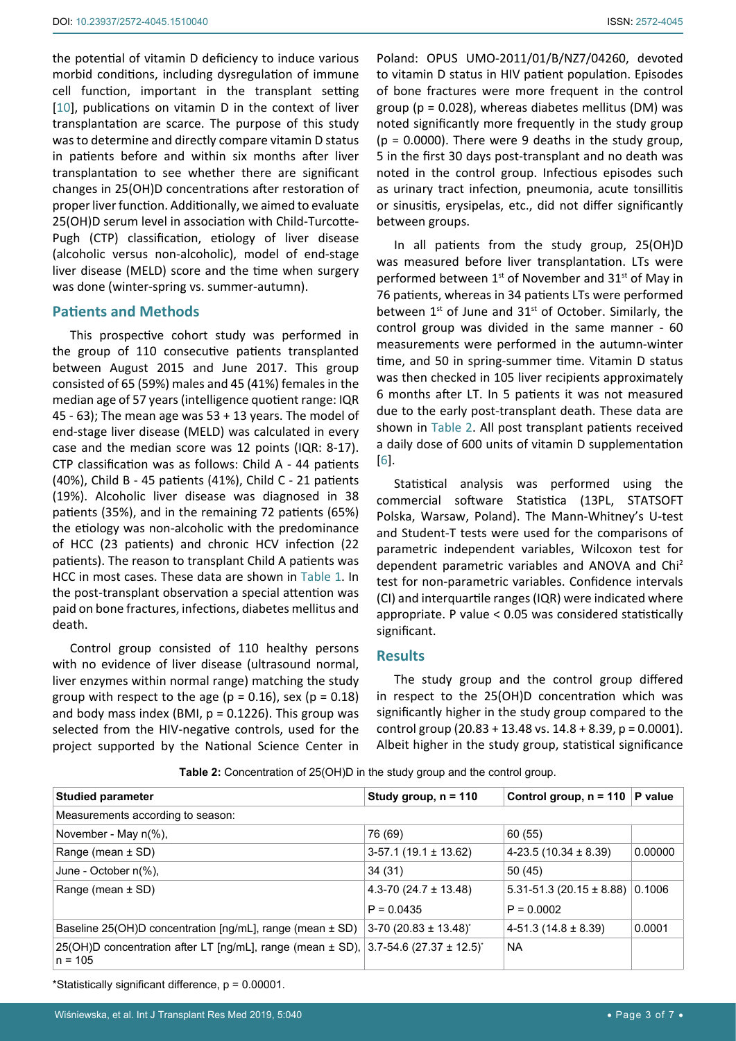the potential of vitamin D deficiency to induce various morbid conditions, including dysregulation of immune cell function, important in the transplant setting [10], publications on vitamin D in the context of liver transplantation are scarce. The purpose of this study was to determine and directly compare vitamin D status in patients before and within six months after liver transplantation to see whether there are significant changes in 25(OH)D concentrations after restoration of proper liver function. Additionally, we aimed to evaluate 25(OH)D serum level in association with Child-Turcotte-Pugh (CTP) classification, etiology of liver disease (alcoholic versus non-alcoholic), model of end-stage liver disease (MELD) score and the time when surgery was done (winter-spring vs. summer-autumn).

## Patients and Methods

This prospective cohort study was performed in the group of 110 consecutive patients transplanted between August 2015 and June 2017. This group consisted of 65 (59%) males and 45 (41%) females in the median age of 57 years (intelligence quotient range: IQR 45 - 63); The mean age was 53 + 13 years. The model of end-stage liver disease (MELD) was calculated in every case and the median score was 12 points (IQR: 8-17). CTP classification was as follows: Child A - 44 patients (40%), Child B - 45 patients (41%), Child C - 21 patients (19%). Alcoholic liver disease was diagnosed in 38 patients (35%), and in the remaining 72 patients (65%) the etiology was non-alcoholic with the predominance of HCC (23 patients) and chronic HCV infection (22 patients). The reason to transplant Child A patients was HCC in most cases. These data are shown in Table 1. In the post-transplant observation a special attention was paid on bone fractures, infections, diabetes mellitus and death.

Control group consisted of 110 healthy persons with no evidence of liver disease (ultrasound normal, liver enzymes within normal range) matching the study group with respect to the age (p = 0.16), sex (p = 0.18) and body mass index (BMI, p = 0.1226). This group was selected from the HIV-negative controls, used for the project supported by the National Science Center in Poland: OPUS UMO-2011/01/B/NZ7/04260, devoted to vitamin D status in HIV patient population. Episodes of bone fractures were more frequent in the control group (p = 0.028), whereas diabetes mellitus (DM) was noted significantly more frequently in the study group (p = 0.0000). There were 9 deaths in the study group, 5 in the first 30 days post-transplant and no death was noted in the control group. Infectious episodes such as urinary tract infection, pneumonia, acute tonsillitis or sinusitis, erysipelas, etc., did not differ significantly between groups.

In all patients from the study group, 25(OH)D was measured before liver transplantation. LTs were performed between 1st of November and 31st of May in 76 patients, whereas in 34 patients LTs were performed between 1st of June and 31st of October. Similarly, the control group was divided in the same manner - 60 measurements were performed in the autumn-winter time, and 50 in spring-summer time. Vitamin D status was then checked in 105 liver recipients approximately 6 months after LT. In 5 patients it was not measured due to the early post-transplant death. These data are shown in Table 2. All post transplant patients received a daily dose of 600 units of vitamin D supplementation [6].

Statistical analysis was performed using the commercial software Statistica (13PL, STATSOFT Polska, Warsaw, Poland). The Mann-Whitney's U-test and Student-T tests were used for the comparisons of parametric independent variables, Wilcoxon test for dependent parametric variables and ANOVA and $Chi^2$ test for non-parametric variables. Confidence intervals (CI) and interquartile ranges (IQR) were indicated where appropriate. P value < 0.05 was considered statistically significant.

## Results

The study group and the control group differed in respect to the 25(OH)D concentration which was significantly higher in the study group compared to the control group (20.83 + 13.48 vs. 14.8 + 8.39, p = 0.0001). Albeit higher in the study group, statistical significance

**Table 2:** Concentration of 25(OH)D in the study group and the control group.

| Studied parameter | Study group, n = 110 | Control group, n = 110 | P value |
|---|---|---|---|
| Measurements according to season: | | | |
| November - May n(%), | 76 (69) | 60 (55) | |
| Range (mean ± SD) | 3-57.1 (19.1 ± 13.62) | 4-23.5 (10.34 ± 8.39) | 0.00000 |
| June - October n(%), | 34 (31) | 50 (45) | |
| Range (mean ± SD) | 4.3-70 (24.7 ± 13.48) | 5.31-51.3 (20.15 ± 8.88) | 0.1006 |
| | P = 0.0435 | P = 0.0002 | |
| Baseline 25(OH)D concentration [ng/mL], range (mean ± SD) | 3-70 (20.83 ± 13.48)* | 4-51.3 (14.8 ± 8.39) | 0.0001 |
| 25(OH)D concentration after LT [ng/mL], range (mean ± SD), n = 105 | 3.7-54.6 (27.37 ± 12.5)* | NA | |

*Statistically significant difference, p = 0.00001.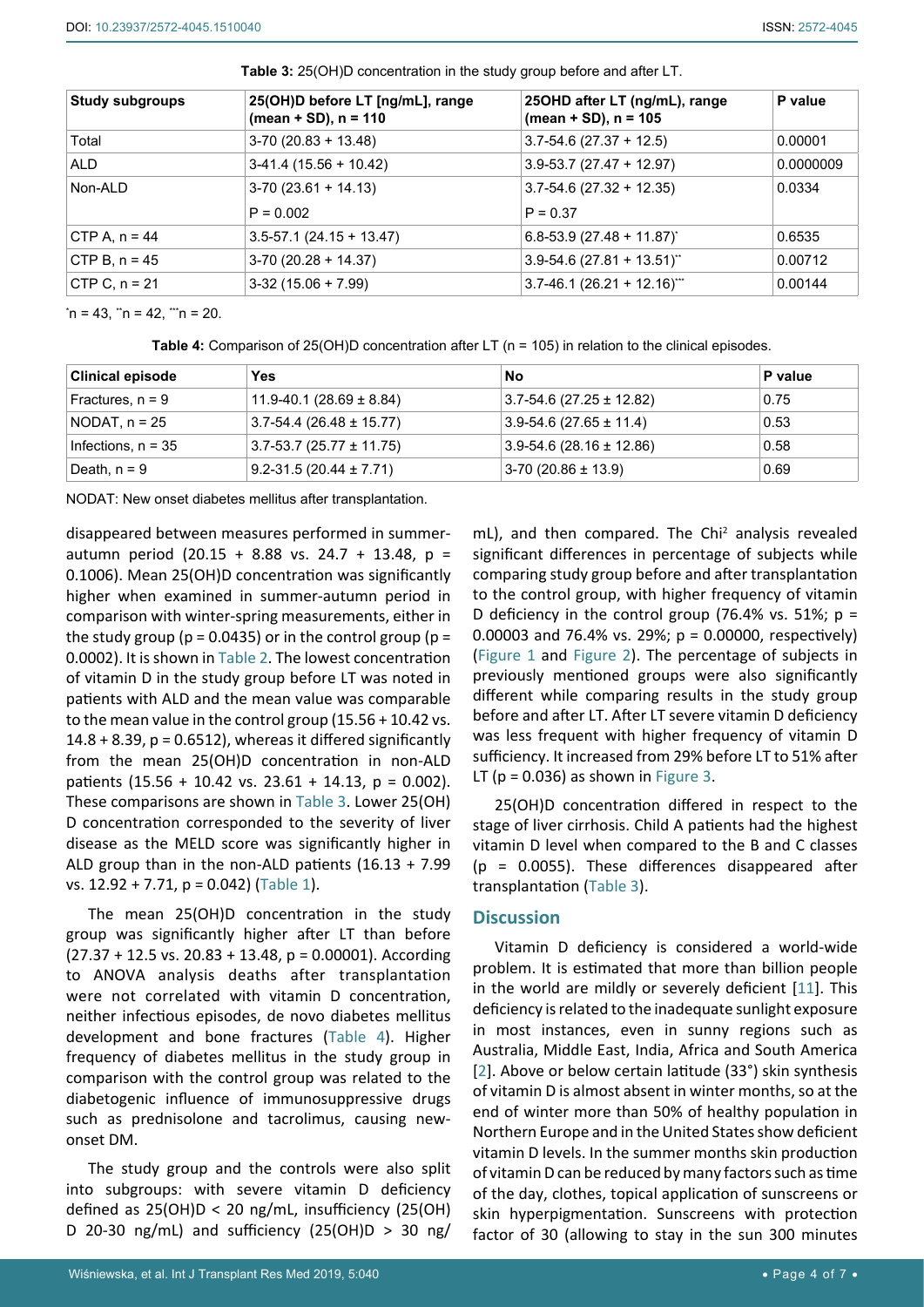**Table 3:** 25(OH)D concentration in the study group before and after LT.

| Study subgroups | 25(OH)D before LT [ng/mL], range (mean + SD), n = 110 | 25OHD after LT (ng/mL), range (mean + SD), n = 105 | P value |
|---|---|---|---|
| Total | 3-70 (20.83 + 13.48) | 3.7-54.6 (27.37 + 12.5) | 0.00001 |
| ALD | 3-41.4 (15.56 + 10.42) | 3.9-53.7 (27.47 + 12.97) | 0.0000009 |
| Non-ALD | 3-70 (23.61 + 14.13) | 3.7-54.6 (27.32 + 12.35) | 0.0334 |
| | P = 0.002 | P = 0.37 | |
| CTP A, n = 44 | 3.5-57.1 (24.15 + 13.47) | 6.8-53.9 (27.48 + 11.87)* | 0.6535 |
| CTP B, n = 45 | 3-70 (20.28 + 14.37) | 3.9-54.6 (27.81 + 13.51)** | 0.00712 |
| CTP C, n = 21 | 3-32 (15.06 + 7.99) | 3.7-46.1 (26.21 + 12.16)*** | 0.00144 |

*n = 43, **n = 42, ***n = 20.

**Table 4:** Comparison of 25(OH)D concentration after LT (n = 105) in relation to the clinical episodes.

| Clinical episode | Yes | No | P value |
|---|---|---|---|
| Fractures, n = 9 | 11.9-40.1 (28.69 ± 8.84) | 3.7-54.6 (27.25 ± 12.82) | 0.75 |
| NODAT, n = 25 | 3.7-54.4 (26.48 ± 15.77) | 3.9-54.6 (27.65 ± 11.4) | 0.53 |
| Infections, n = 35 | 3.7-53.7 (25.77 ± 11.75) | 3.9-54.6 (28.16 ± 12.86) | 0.58 |
| Death, n = 9 | 9.2-31.5 (20.44 ± 7.71) | 3-70 (20.86 ± 13.9) | 0.69 |

NODAT: New onset diabetes mellitus after transplantation.

disappeared between measures performed in summer-autumn period (20.15 + 8.88 vs. 24.7 + 13.48, p = 0.1006). Mean 25(OH)D concentration was significantly higher when examined in summer-autumn period in comparison with winter-spring measurements, either in the study group (p = 0.0435) or in the control group (p = 0.0002). It is shown in Table 2. The lowest concentration of vitamin D in the study group before LT was noted in patients with ALD and the mean value was comparable to the mean value in the control group (15.56 + 10.42 vs. 14.8 + 8.39, p = 0.6512), whereas it differed significantly from the mean 25(OH)D concentration in non-ALD patients (15.56 + 10.42 vs. 23.61 + 14.13, p = 0.002). These comparisons are shown in Table 3. Lower 25(OH) D concentration corresponded to the severity of liver disease as the MELD score was significantly higher in ALD group than in the non-ALD patients (16.13 + 7.99 vs. 12.92 + 7.71, p = 0.042) (Table 1).

The mean 25(OH)D concentration in the study group was significantly higher after LT than before (27.37 + 12.5 vs. 20.83 + 13.48, p = 0.00001). According to ANOVA analysis deaths after transplantation were not correlated with vitamin D concentration, neither infectious episodes, de novo diabetes mellitus development and bone fractures (Table 4). Higher frequency of diabetes mellitus in the study group in comparison with the control group was related to the diabetogenic influence of immunosuppressive drugs such as prednisolone and tacrolimus, causing new-onset DM.

The study group and the controls were also split into subgroups: with severe vitamin D deficiency defined as 25(OH)D < 20 ng/mL, insufficiency (25(OH) D 20-30 ng/mL) and sufficiency (25(OH)D > 30 ng/mL), and then compared. The Chi$^2$ analysis revealed significant differences in percentage of subjects while comparing study group before and after transplantation to the control group, with higher frequency of vitamin D deficiency in the control group (76.4% vs. 51%; p = 0.00003 and 76.4% vs. 29%; p = 0.00000, respectively) (Figure 1 and Figure 2). The percentage of subjects in previously mentioned groups were also significantly different while comparing results in the study group before and after LT. After LT severe vitamin D deficiency was less frequent with higher frequency of vitamin D sufficiency. It increased from 29% before LT to 51% after LT (p = 0.036) as shown in Figure 3.

25(OH)D concentration differed in respect to the stage of liver cirrhosis. Child A patients had the highest vitamin D level when compared to the B and C classes (p = 0.0055). These differences disappeared after transplantation (Table 3).

## Discussion

Vitamin D deficiency is considered a world-wide problem. It is estimated that more than billion people in the world are mildly or severely deficient [11]. This deficiency is related to the inadequate sunlight exposure in most instances, even in sunny regions such as Australia, Middle East, India, Africa and South America [2]. Above or below certain latitude (33°) skin synthesis of vitamin D is almost absent in winter months, so at the end of winter more than 50% of healthy population in Northern Europe and in the United States show deficient vitamin D levels. In the summer months skin production of vitamin D can be reduced by many factors such as time of the day, clothes, topical application of sunscreens or skin hyperpigmentation. Sunscreens with protection factor of 30 (allowing to stay in the sun 300 minutes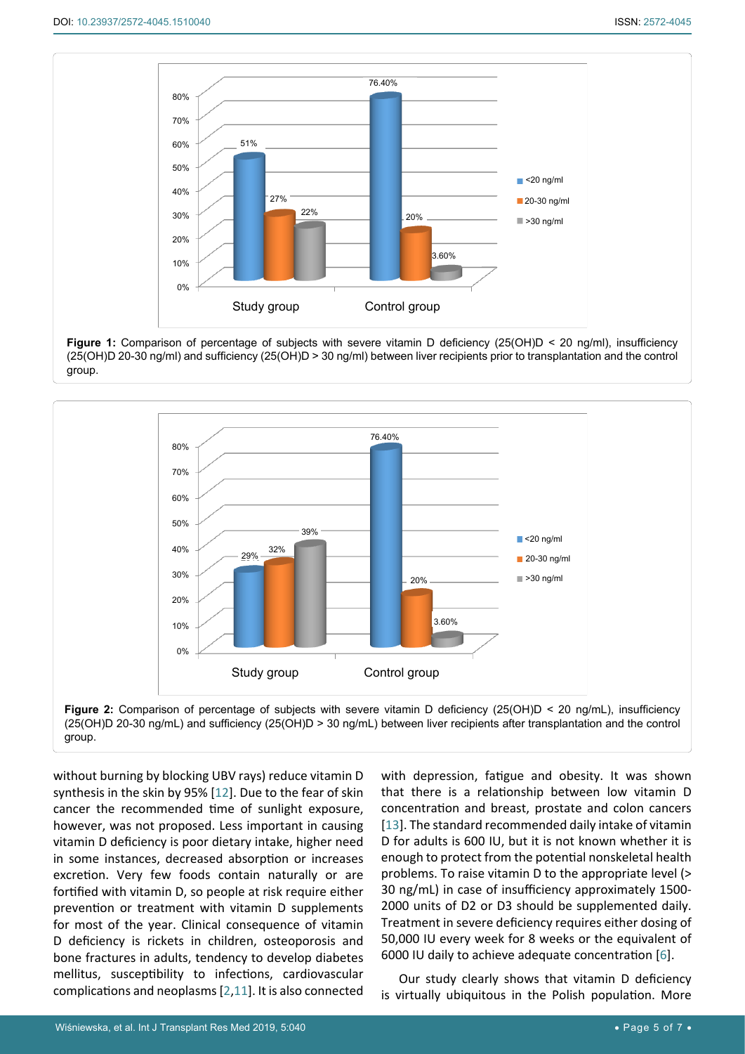**Figure 1:** Comparison of percentage of subjects with severe vitamin D deficiency (25(OH)D < 20 ng/ml), insufficiency (25(OH)D 20-30 ng/ml) and sufficiency (25(OH)D > 30 ng/ml) between liver recipients prior to transplantation and the control group.

**Figure 2:** Comparison of percentage of subjects with severe vitamin D deficiency (25(OH)D < 20 ng/mL), insufficiency (25(OH)D 20-30 ng/mL) and sufficiency (25(OH)D > 30 ng/mL) between liver recipients after transplantation and the control group.

without burning by blocking UBV rays) reduce vitamin D synthesis in the skin by 95% [12]. Due to the fear of skin cancer the recommended time of sunlight exposure, however, was not proposed. Less important in causing vitamin D deficiency is poor dietary intake, higher need in some instances, decreased absorption or increases excretion. Very few foods contain naturally or are fortified with vitamin D, so people at risk require either prevention or treatment with vitamin D supplements for most of the year. Clinical consequence of vitamin D deficiency is rickets in children, osteoporosis and bone fractures in adults, tendency to develop diabetes mellitus, susceptibility to infections, cardiovascular complications and neoplasms [2,11]. It is also connected with depression, fatigue and obesity. It was shown that there is a relationship between low vitamin D concentration and breast, prostate and colon cancers [13]. The standard recommended daily intake of vitamin D for adults is 600 IU, but it is not known whether it is enough to protect from the potential nonskeletal health problems. To raise vitamin D to the appropriate level (> 30 ng/mL) in case of insufficiency approximately 1500-2000 units of D2 or D3 should be supplemented daily. Treatment in severe deficiency requires either dosing of 50,000 IU every week for 8 weeks or the equivalent of 6000 IU daily to achieve adequate concentration [6].

Our study clearly shows that vitamin D deficiency is virtually ubiquitous in the Polish population. More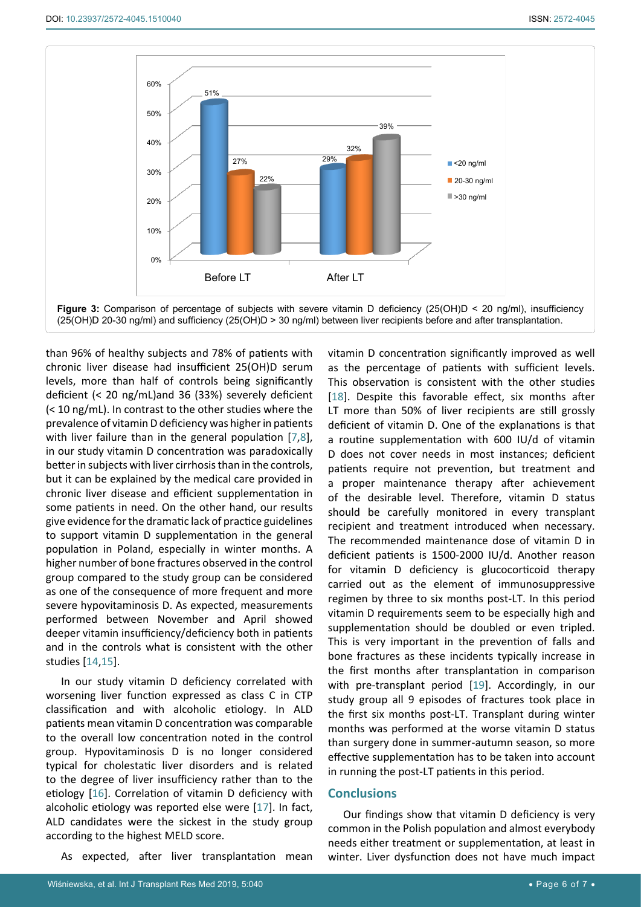Figure 3: Comparison of percentage of subjects with severe vitamin D deficiency (25(OH)D < 20 ng/ml), insufficiency (25(OH)D 20-30 ng/ml) and sufficiency (25(OH)D > 30 ng/ml) between liver recipients before and after transplantation.

than 96% of healthy subjects and 78% of patients with chronic liver disease had insufficient 25(OH)D serum levels, more than half of controls being significantly deficient (< 20 ng/mL)and 36 (33%) severely deficient (< 10 ng/mL). In contrast to the other studies where the prevalence of vitamin D deficiency was higher in patients with liver failure than in the general population [7,8], in our study vitamin D concentration was paradoxically better in subjects with liver cirrhosis than in the controls, but it can be explained by the medical care provided in chronic liver disease and efficient supplementation in some patients in need. On the other hand, our results give evidence for the dramatic lack of practice guidelines to support vitamin D supplementation in the general population in Poland, especially in winter months. A higher number of bone fractures observed in the control group compared to the study group can be considered as one of the consequence of more frequent and more severe hypovitaminosis D. As expected, measurements performed between November and April showed deeper vitamin insufficiency/deficiency both in patients and in the controls what is consistent with the other studies [14,15].

In our study vitamin D deficiency correlated with worsening liver function expressed as class C in CTP classification and with alcoholic etiology. In ALD patients mean vitamin D concentration was comparable to the overall low concentration noted in the control group. Hypovitaminosis D is no longer considered typical for cholestatic liver disorders and is related to the degree of liver insufficiency rather than to the etiology [16]. Correlation of vitamin D deficiency with alcoholic etiology was reported else were [17]. In fact, ALD candidates were the sickest in the study group according to the highest MELD score.

As expected, after liver transplantation mean vitamin D concentration significantly improved as well as the percentage of patients with sufficient levels. This observation is consistent with the other studies [18]. Despite this favorable effect, six months after LT more than 50% of liver recipients are still grossly deficient of vitamin D. One of the explanations is that a routine supplementation with 600 IU/d of vitamin D does not cover needs in most instances; deficient patients require not prevention, but treatment and a proper maintenance therapy after achievement of the desirable level. Therefore, vitamin D status should be carefully monitored in every transplant recipient and treatment introduced when necessary. The recommended maintenance dose of vitamin D in deficient patients is 1500-2000 IU/d. Another reason for vitamin D deficiency is glucocorticoid therapy carried out as the element of immunosuppressive regimen by three to six months post-LT. In this period vitamin D requirements seem to be especially high and supplementation should be doubled or even tripled. This is very important in the prevention of falls and bone fractures as these incidents typically increase in the first months after transplantation in comparison with pre-transplant period [19]. Accordingly, in our study group all 9 episodes of fractures took place in the first six months post-LT. Transplant during winter months was performed at the worse vitamin D status than surgery done in summer-autumn season, so more effective supplementation has to be taken into account in running the post-LT patients in this period.

## Conclusions

Our findings show that vitamin D deficiency is very common in the Polish population and almost everybody needs either treatment or supplementation, at least in winter. Liver dysfunction does not have much impact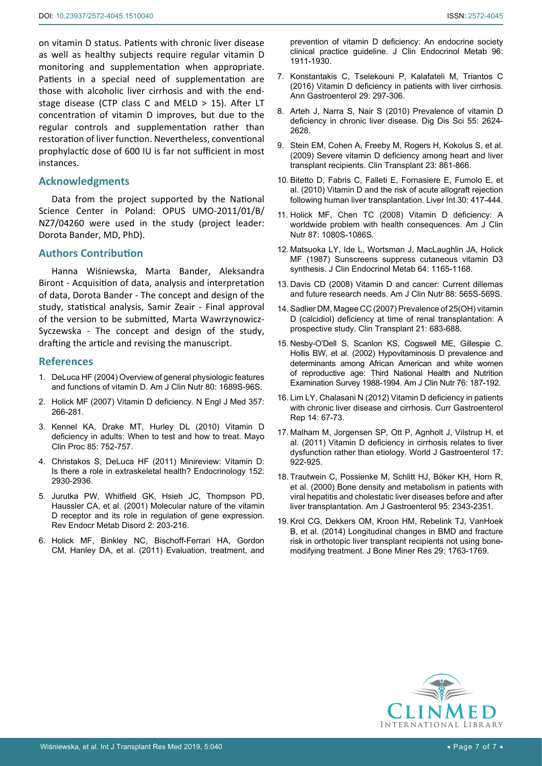on vitamin D status. Patients with chronic liver disease as well as healthy subjects require regular vitamin D monitoring and supplementation when appropriate. Patients in a special need of supplementation are those with alcoholic liver cirrhosis and with the end-stage disease (CTP class C and MELD > 15). After LT concentration of vitamin D improves, but due to the regular controls and supplementation rather than restoration of liver function. Nevertheless, conventional prophylactic dose of 600 IU is far not sufficient in most instances.

## Acknowledgments

Data from the project supported by the National Science Center in Poland: OPUS UMO-2011/01/B/NZ7/04260 were used in the study (project leader: Dorota Bander, MD, PhD).

## Authors Contribution

Hanna Wiśniewska, Marta Bander, Aleksandra Biront - Acquisition of data, analysis and interpretation of data, Dorota Bander - The concept and design of the study, statistical analysis, Samir Zeair - Final approval of the version to be submitted, Marta Wawrzynowicz-Syczewska - The concept and design of the study, drafting the article and revising the manuscript.

## References

1. DeLuca HF (2004) Overview of general physiologic features and functions of vitamin D. Am J Clin Nutr 80: 1689S-96S.
2. Holick MF (2007) Vitamin D deficiency. N Engl J Med 357: 266-281.
3. Kennel KA, Drake MT, Hurley DL (2010) Vitamin D deficiency in adults: When to test and how to treat. Mayo Clin Proc 85: 752-757.
4. Christakos S, DeLuca HF (2011) Minireview: Vitamin D: Is there a role in extraskeletal health? Endocrinology 152: 2930-2936.
5. Jurutka PW, Whitfield GK, Hsieh JC, Thompson PD, Haussler CA, et al. (2001) Molecular nature of the vitamin D receptor and its role in regulation of gene expression. Rev Endocr Metab Disord 2: 203-216.
6. Holick MF, Binkley NC, Bischoff-Ferrari HA, Gordon CM, Hanley DA, et al. (2011) Evaluation, treatment, and prevention of vitamin D deficiency: An endocrine society clinical practice guideline. J Clin Endocrinol Metab 96: 1911-1930.
7. Konstantakis C, Tselekouni P, Kalafateli M, Triantos C (2016) Vitamin D deficiency in patients with liver cirrhosis. Ann Gastroenterol 29: 297-306.
8. Arteh J, Narra S, Nair S (2010) Prevalence of vitamin D deficiency in chronic liver disease. Dig Dis Sci 55: 2624-2628.
9. Stein EM, Cohen A, Freeby M, Rogers H, Kokolus S, et al. (2009) Severe vitamin D deficiency among heart and liver transplant recipients. Clin Transplant 23: 861-866.
10. Bitetto D, Fabris C, Falleti E, Fornasiere E, Fumolo E, et al. (2010) Vitamin D and the risk of acute allograft rejection following human liver transplantation. Liver Int 30: 417-444.
11. Holick MF, Chen TC (2008) Vitamin D deficiency: A worldwide problem with health consequences. Am J Clin Nutr 87: 1080S-1086S.
12. Matsuoka LY, Ide L, Wortsman J, MacLaughlin JA, Holick MF (1987) Sunscreens suppress cutaneous vitamin D3 synthesis. J Clin Endocrinol Metab 64: 1165-1168.
13. Davis CD (2008) Vitamin D and cancer: Current dillemas and future research needs. Am J Clin Nutr 88: 565S-569S.
14. Sadlier DM, Magee CC (2007) Prevalence of 25(OH) vitamin D (calcidiol) deficiency at time of renal transplantation: A prospective study. Clin Transplant 21: 683-688.
15. Nesby-O'Dell S, Scanlon KS, Cogswell ME, Gillespie C, Hollis BW, et al. (2002) Hypovitaminosis D prevalence and determinants among African American and white women of reproductive age: Third National Health and Nutrition Examination Survey 1988-1994. Am J Clin Nutr 76: 187-192.
16. Lim LY, Chalasani N (2012) Vitamin D deficiency in patients with chronic liver disease and cirrhosis. Curr Gastroenterol Rep 14: 67-73.
17. Malham M, Jorgensen SP, Ott P, Agnholt J, Vilstrup H, et al. (2011) Vitamin D deficiency in cirrhosis relates to liver dysfunction rather than etiology. World J Gastroenterol 17: 922-925.
18. Trautwein C, Possienke M, Schlitt HJ, Böker KH, Horn R, et al. (2000) Bone density and metabolism in patients with viral hepatitis and cholestatic liver diseases before and after liver transplantation. Am J Gastroenterol 95: 2343-2351.
19. Krol CG, Dekkers OM, Kroon HM, Rebelink TJ, VanHoek B, et al. (2014) Longitudinal changes in BMD and fracture risk in orthotopic liver transplant recipients not using bone-modifying treatment. J Bone Miner Res 29: 1763-1769.